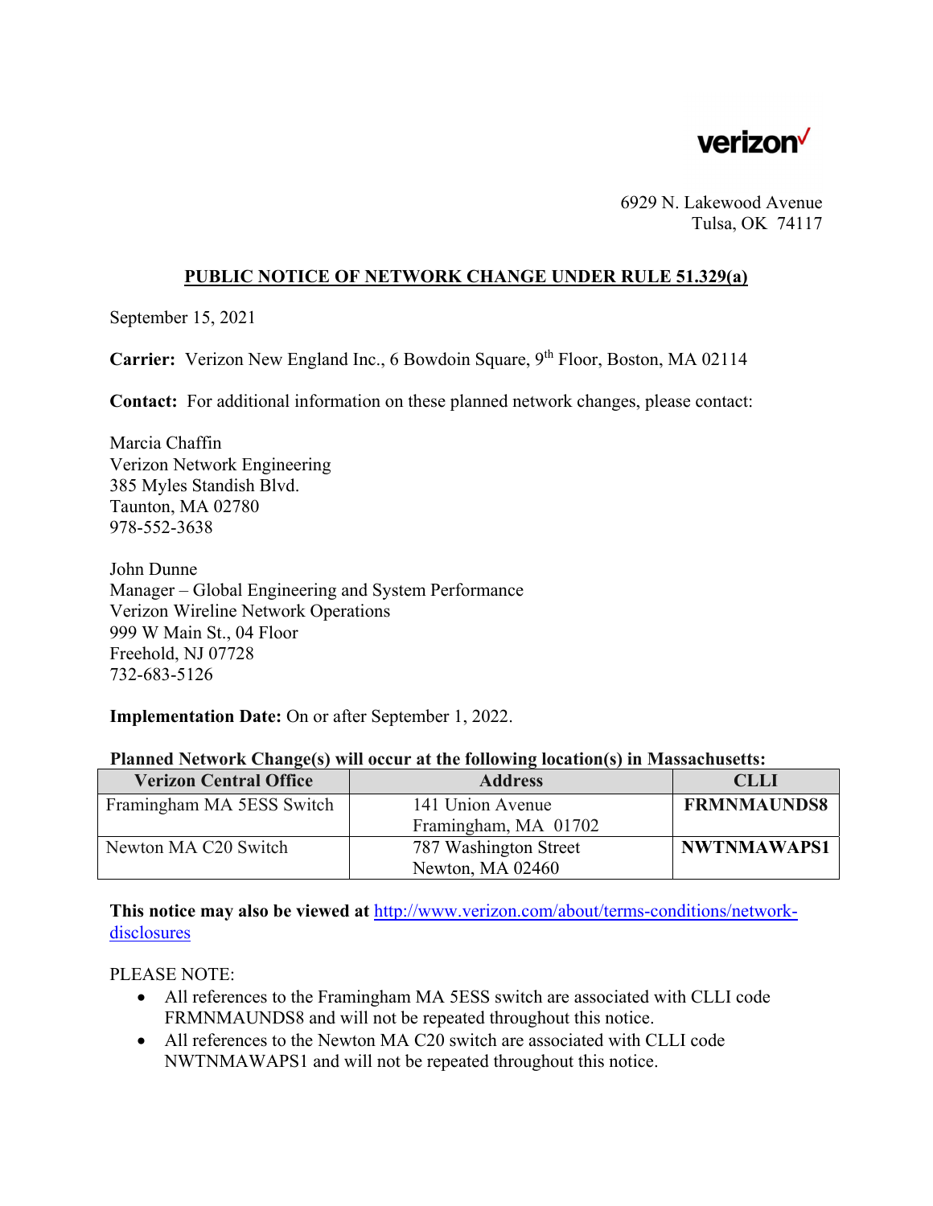verizon

6929 N. Lakewood Avenue
Tulsa, OK 74117

## PUBLIC NOTICE OF NETWORK CHANGE UNDER RULE 51.329(a)

September 15, 2021

**Carrier:** Verizon New England Inc., 6 Bowdoin Square, 9th Floor, Boston, MA 02114

**Contact:** For additional information on these planned network changes, please contact:

Marcia Chaffin
Verizon Network Engineering
385 Myles Standish Blvd.
Taunton, MA 02780
978-552-3638

John Dunne
Manager – Global Engineering and System Performance
Verizon Wireline Network Operations
999 W Main St., 04 Floor
Freehold, NJ 07728
732-683-5126

**Implementation Date:** On or after September 1, 2022.

**Planned Network Change(s) will occur at the following location(s) in Massachusetts:**

| Verizon Central Office | Address | CLLI |
|---|---|---|
| Framingham MA 5ESS Switch | 141 Union Avenue Framingham, MA 01702 | **FRMNMAUNDS8** |
| Newton MA C20 Switch | 787 Washington Street Newton, MA 02460 | **NWTNMAWAPS1** |

**This notice may also be viewed at** http://www.verizon.com/about/terms-conditions/network-disclosures

PLEASE NOTE:

- All references to the Framingham MA 5ESS switch are associated with CLLI code FRMNMAUNDS8 and will not be repeated throughout this notice.
- All references to the Newton MA C20 switch are associated with CLLI code NWTNMAWAPS1 and will not be repeated throughout this notice.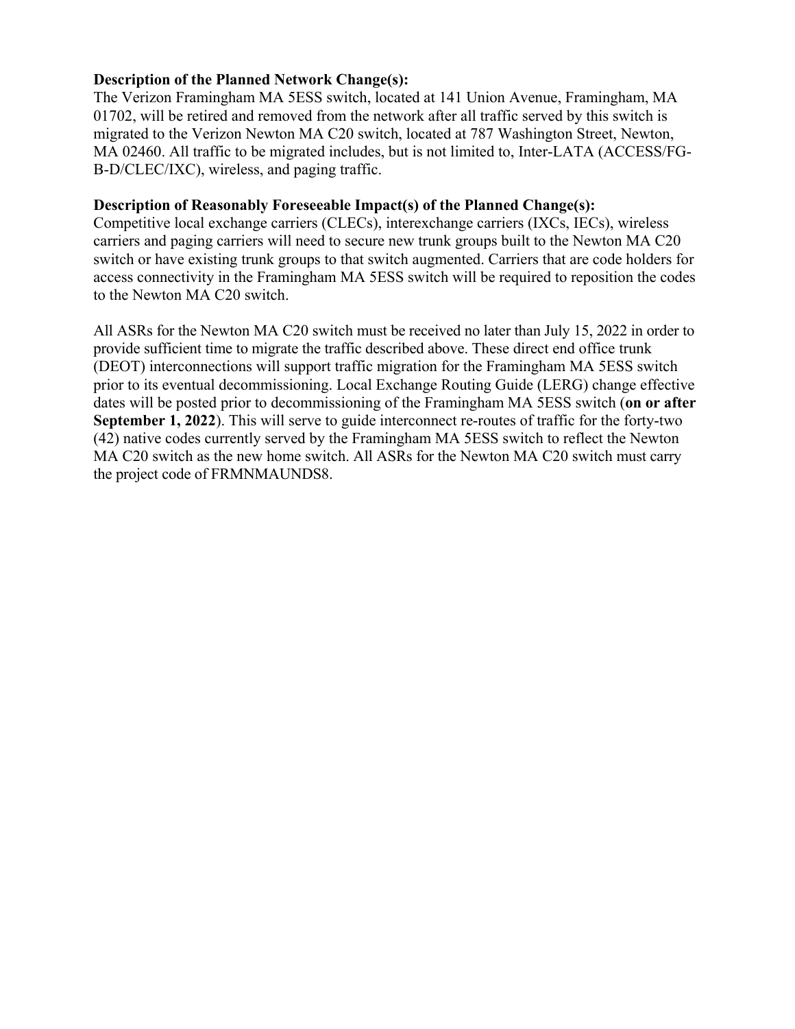**Description of the Planned Network Change(s):**
The Verizon Framingham MA 5ESS switch, located at 141 Union Avenue, Framingham, MA 01702, will be retired and removed from the network after all traffic served by this switch is migrated to the Verizon Newton MA C20 switch, located at 787 Washington Street, Newton, MA 02460. All traffic to be migrated includes, but is not limited to, Inter-LATA (ACCESS/FG-B-D/CLEC/IXC), wireless, and paging traffic.

**Description of Reasonably Foreseeable Impact(s) of the Planned Change(s):**
Competitive local exchange carriers (CLECs), interexchange carriers (IXCs, IECs), wireless carriers and paging carriers will need to secure new trunk groups built to the Newton MA C20 switch or have existing trunk groups to that switch augmented. Carriers that are code holders for access connectivity in the Framingham MA 5ESS switch will be required to reposition the codes to the Newton MA C20 switch.

All ASRs for the Newton MA C20 switch must be received no later than July 15, 2022 in order to provide sufficient time to migrate the traffic described above. These direct end office trunk (DEOT) interconnections will support traffic migration for the Framingham MA 5ESS switch prior to its eventual decommissioning. Local Exchange Routing Guide (LERG) change effective dates will be posted prior to decommissioning of the Framingham MA 5ESS switch (**on or after September 1, 2022**). This will serve to guide interconnect re-routes of traffic for the forty-two (42) native codes currently served by the Framingham MA 5ESS switch to reflect the Newton MA C20 switch as the new home switch. All ASRs for the Newton MA C20 switch must carry the project code of FRMNMAUNDS8.